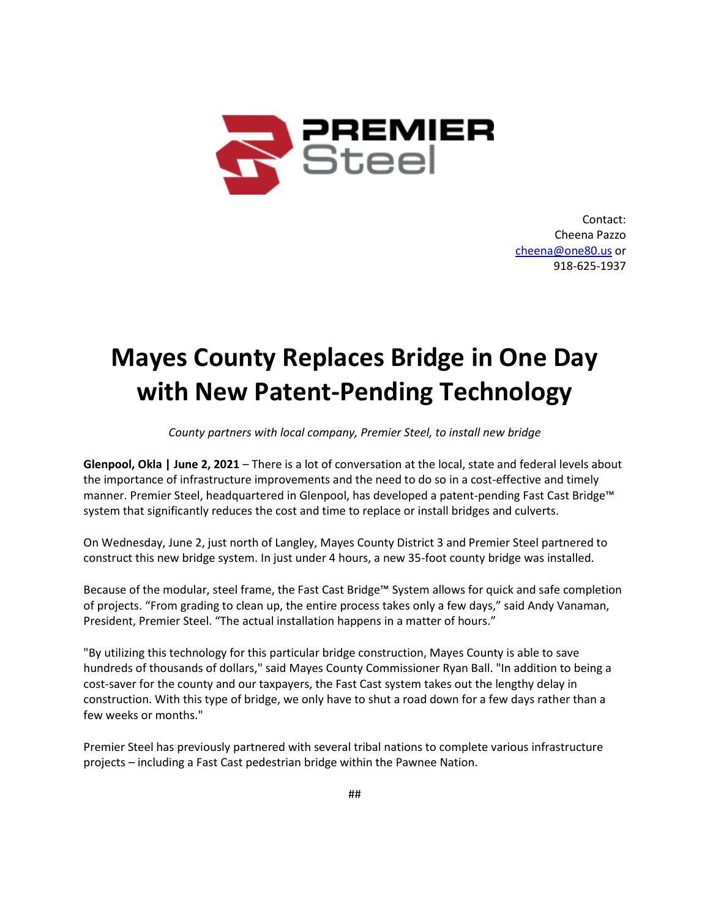PREMIER Steel

Contact:
Cheena Pazzo
[cheena@one80.us](mailto:cheena@one80.us) or
918-625-1937

# Mayes County Replaces Bridge in One Day with New Patent-Pending Technology

*County partners with local company, Premier Steel, to install new bridge*

**Glenpool, Okla | June 2, 2021** – There is a lot of conversation at the local, state and federal levels about the importance of infrastructure improvements and the need to do so in a cost-effective and timely manner. Premier Steel, headquartered in Glenpool, has developed a patent-pending Fast Cast Bridge™ system that significantly reduces the cost and time to replace or install bridges and culverts.

On Wednesday, June 2, just north of Langley, Mayes County District 3 and Premier Steel partnered to construct this new bridge system. In just under 4 hours, a new 35-foot county bridge was installed.

Because of the modular, steel frame, the Fast Cast Bridge™ System allows for quick and safe completion of projects. "From grading to clean up, the entire process takes only a few days," said Andy Vanaman, President, Premier Steel. "The actual installation happens in a matter of hours."

"By utilizing this technology for this particular bridge construction, Mayes County is able to save hundreds of thousands of dollars," said Mayes County Commissioner Ryan Ball. "In addition to being a cost-saver for the county and our taxpayers, the Fast Cast system takes out the lengthy delay in construction. With this type of bridge, we only have to shut a road down for a few days rather than a few weeks or months."

Premier Steel has previously partnered with several tribal nations to complete various infrastructure projects – including a Fast Cast pedestrian bridge within the Pawnee Nation.

##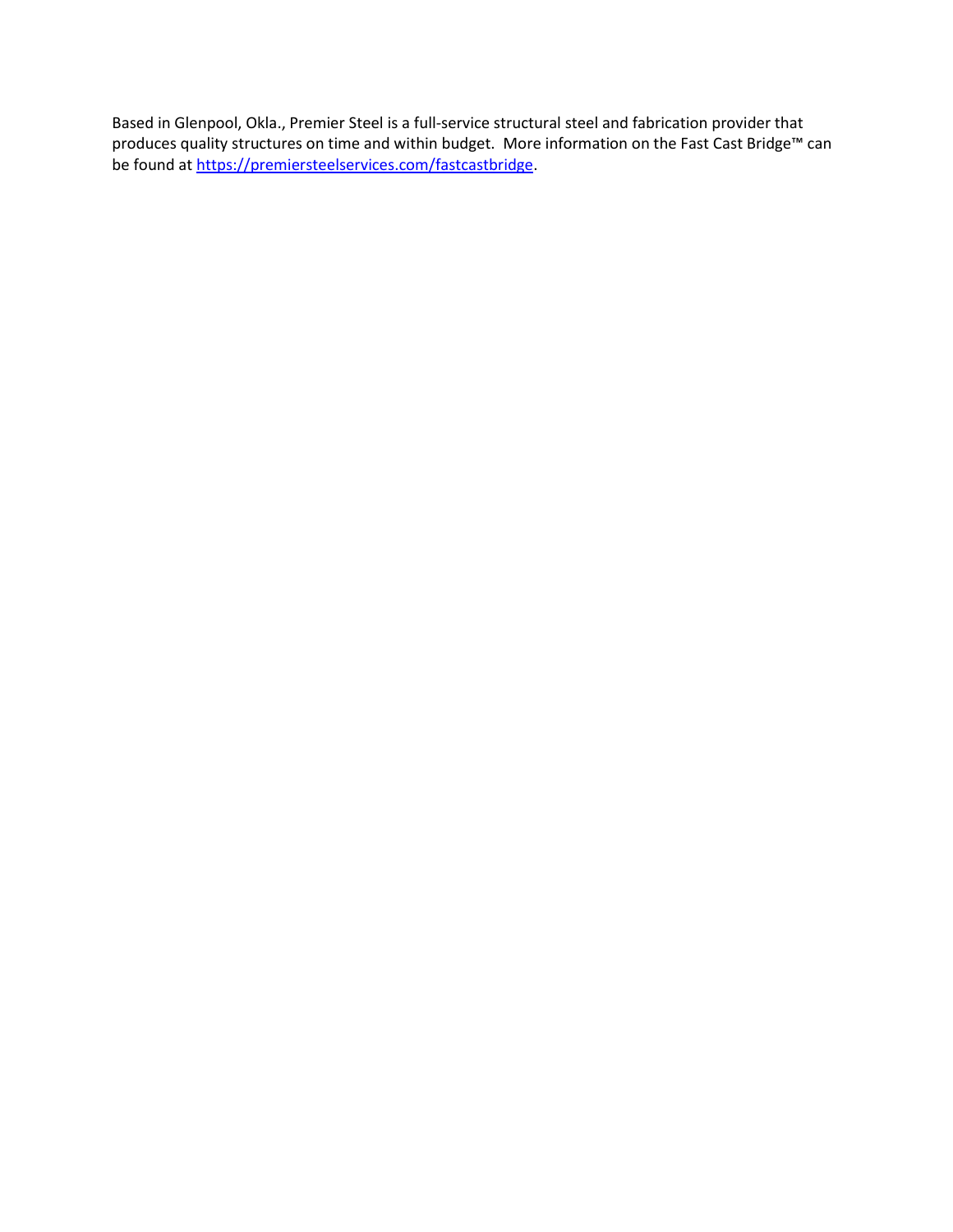Based in Glenpool, Okla., Premier Steel is a full-service structural steel and fabrication provider that produces quality structures on time and within budget. More information on the Fast Cast Bridge™ can be found at [https://premiersteelservices.com/fastcastbridge](https://premiersteelservices.com/fastcastbridge).